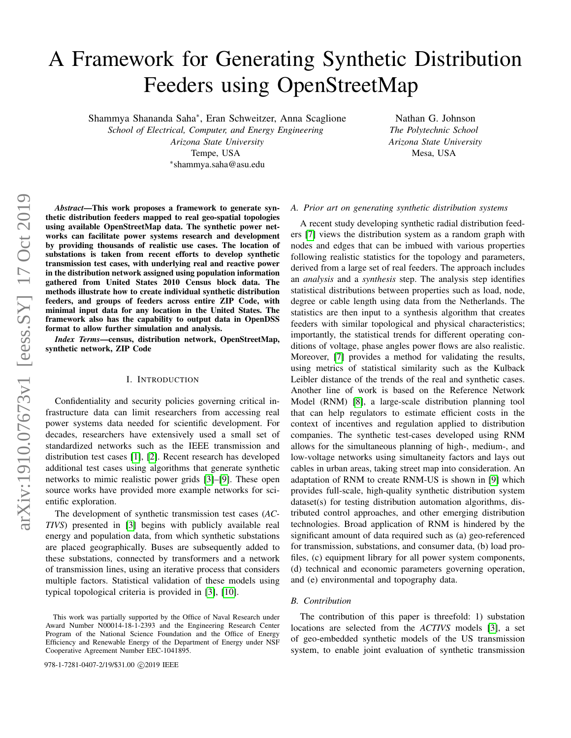# A Framework for Generating Synthetic Distribution Feeders using OpenStreetMap

Shammya Shananda Saha*, Eran Schweitzer, Anna Scaglione
*School of Electrical, Computer, and Energy Engineering*
*Arizona State University*
Tempe, USA
*shammya.saha@asu.edu

Nathan G. Johnson
*The Polytechnic School*
*Arizona State University*
Mesa, USA

***Abstract*—This work proposes a framework to generate synthetic distribution feeders mapped to real geo-spatial topologies using available OpenStreetMap data. The synthetic power networks can facilitate power systems research and development by providing thousands of realistic use cases. The location of substations is taken from recent efforts to develop synthetic transmission test cases, with underlying real and reactive power in the distribution network assigned using population information gathered from United States 2010 Census block data. The methods illustrate how to create individual synthetic distribution feeders, and groups of feeders across entire ZIP Code, with minimal input data for any location in the United States. The framework also has the capability to output data in OpenDSS format to allow further simulation and analysis.**

***Index Terms*—census, distribution network, OpenStreetMap, synthetic network, ZIP Code**

## I. Introduction

Confidentiality and security policies governing critical infrastructure data can limit researchers from accessing real power systems data needed for scientific development. For decades, researchers have extensively used a small set of standardized networks such as the IEEE transmission and distribution test cases [1], [2]. Recent research has developed additional test cases using algorithms that generate synthetic networks to mimic realistic power grids [3]–[9]. These open source works have provided more example networks for scientific exploration.

The development of synthetic transmission test cases (*ACTIVS*) presented in [3] begins with publicly available real energy and population data, from which synthetic substations are placed geographically. Buses are subsequently added to these substations, connected by transformers and a network of transmission lines, using an iterative process that considers multiple factors. Statistical validation of these models using typical topological criteria is provided in [3], [10].

### A. Prior art on generating synthetic distribution systems

A recent study developing synthetic radial distribution feeders [7] views the distribution system as a random graph with nodes and edges that can be imbued with various properties following realistic statistics for the topology and parameters, derived from a large set of real feeders. The approach includes an *analysis* and a *synthesis* step. The analysis step identifies statistical distributions between properties such as load, node, degree or cable length using data from the Netherlands. The statistics are then input to a synthesis algorithm that creates feeders with similar topological and physical characteristics; importantly, the statistical trends for different operating conditions of voltage, phase angles power flows are also realistic. Moreover, [7] provides a method for validating the results, using metrics of statistical similarity such as the Kulback Leibler distance of the trends of the real and synthetic cases. Another line of work is based on the Reference Network Model (RNM) [8], a large-scale distribution planning tool that can help regulators to estimate efficient costs in the context of incentives and regulation applied to distribution companies. The synthetic test-cases developed using RNM allows for the simultaneous planning of high-, medium-, and low-voltage networks using simultaneity factors and lays out cables in urban areas, taking street map into consideration. An adaptation of RNM to create RNM-US is shown in [9] which provides full-scale, high-quality synthetic distribution system dataset(s) for testing distribution automation algorithms, distributed control approaches, and other emerging distribution technologies. Broad application of RNM is hindered by the significant amount of data required such as (a) geo-referenced for transmission, substations, and consumer data, (b) load profiles, (c) equipment library for all power system components, (d) technical and economic parameters governing operation, and (e) environmental and topography data.

### B. Contribution

The contribution of this paper is threefold: 1) substation locations are selected from the *ACTIVS* models [3], a set of geo-embedded synthetic models of the US transmission system, to enable joint evaluation of synthetic transmission

This work was partially supported by the Office of Naval Research under Award Number N00014-18-1-2393 and the Engineering Research Center Program of the National Science Foundation and the Office of Energy Efficiency and Renewable Energy of the Department of Energy under NSF Cooperative Agreement Number EEC-1041895.

978-1-7281-0407-2/19/$31.00 ©2019 IEEE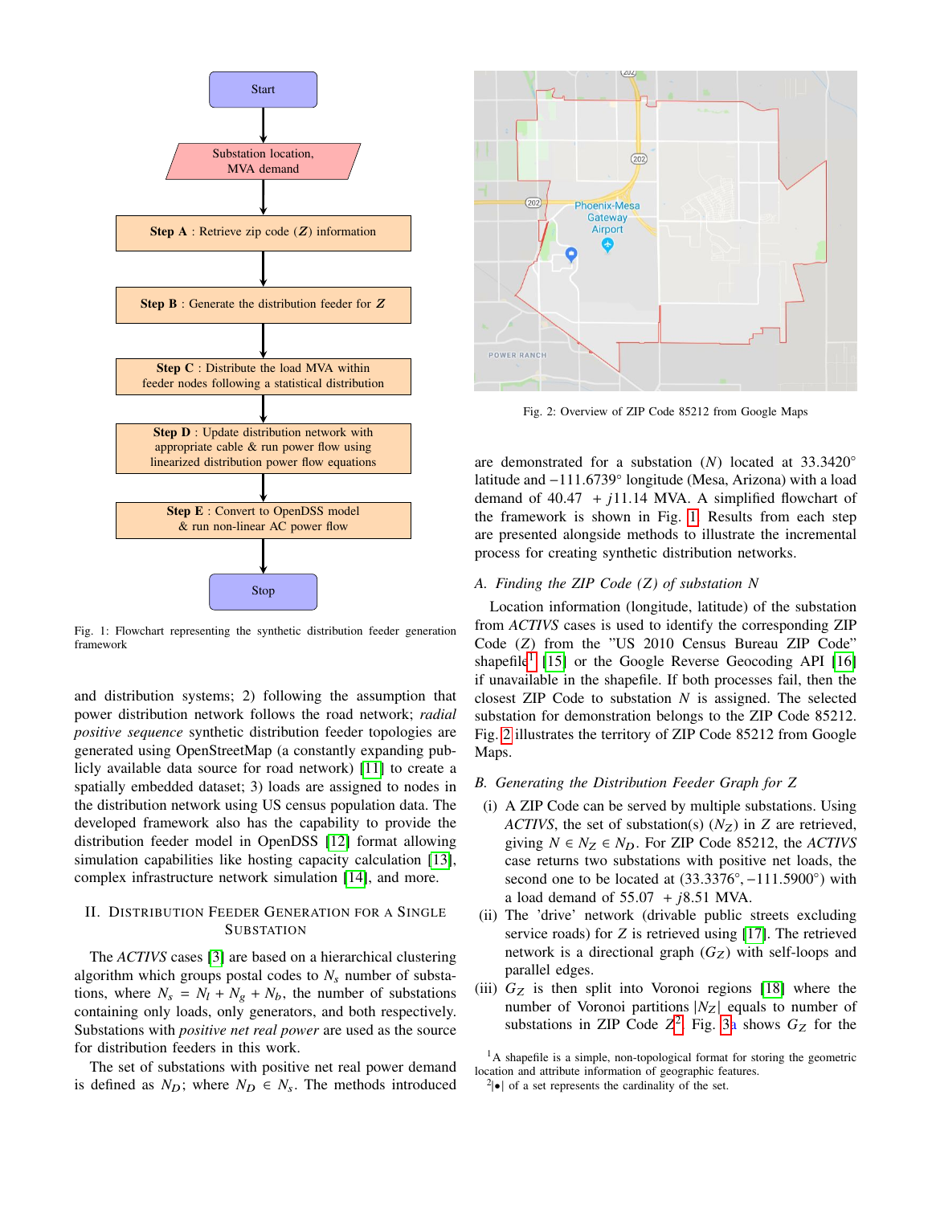Fig. 1: Flowchart representing the synthetic distribution feeder generation framework

and distribution systems; 2) following the assumption that power distribution network follows the road network; *radial positive sequence* synthetic distribution feeder topologies are generated using OpenStreetMap (a constantly expanding publicly available data source for road network) [11] to create a spatially embedded dataset; 3) loads are assigned to nodes in the distribution network using US census population data. The developed framework also has the capability to provide the distribution feeder model in OpenDSS [12] format allowing simulation capabilities like hosting capacity calculation [13], complex infrastructure network simulation [14], and more.

## II. Distribution Feeder Generation for a Single Substation

The *ACTIVS* cases [3] are based on a hierarchical clustering algorithm which groups postal codes to $N_s$ number of substations, where $N_s = N_l + N_g + N_b$, the number of substations containing only loads, only generators, and both respectively. Substations with *positive net real power* are used as the source for distribution feeders in this work.

The set of substations with positive net real power demand is defined as $N_D$; where $N_D \in N_s$. The methods introduced are demonstrated for a substation ($N$) located at 33.3420° latitude and −111.6739° longitude (Mesa, Arizona) with a load demand of $40.47 + j11.14$ MVA. A simplified flowchart of the framework is shown in Fig. 1. Results from each step are presented alongside methods to illustrate the incremental process for creating synthetic distribution networks.

Fig. 2: Overview of ZIP Code 85212 from Google Maps

### *A. Finding the ZIP Code (Z) of substation N*

Location information (longitude, latitude) of the substation from *ACTIVS* cases is used to identify the corresponding ZIP Code ($Z$) from the "US 2010 Census Bureau ZIP Code" shapefile[1] [15] or the Google Reverse Geocoding API [16] if unavailable in the shapefile. If both processes fail, then the closest ZIP Code to substation $N$ is assigned. The selected substation for demonstration belongs to the ZIP Code 85212. Fig. 2 illustrates the territory of ZIP Code 85212 from Google Maps.

### *B. Generating the Distribution Feeder Graph for Z*

(i) A ZIP Code can be served by multiple substations. Using *ACTIVS*, the set of substation(s) ($N_Z$) in $Z$ are retrieved, giving $N \in N_Z \in N_D$. For ZIP Code 85212, the *ACTIVS* case returns two substations with positive net loads, the second one to be located at (33.3376°, −111.5900°) with a load demand of $55.07 + j8.51$ MVA.

(ii) The 'drive' network (drivable public streets excluding service roads) for $Z$ is retrieved using [17]. The retrieved network is a directional graph ($G_Z$) with self-loops and parallel edges.

(iii) $G_Z$ is then split into Voronoi regions [18] where the number of Voronoi partitions $|N_Z|$ equals to number of substations in ZIP Code $Z$[2]. Fig. 3a shows $G_Z$ for the

[1] A shapefile is a simple, non-topological format for storing the geometric location and attribute information of geographic features.

[2] $|\bullet|$ of a set represents the cardinality of the set.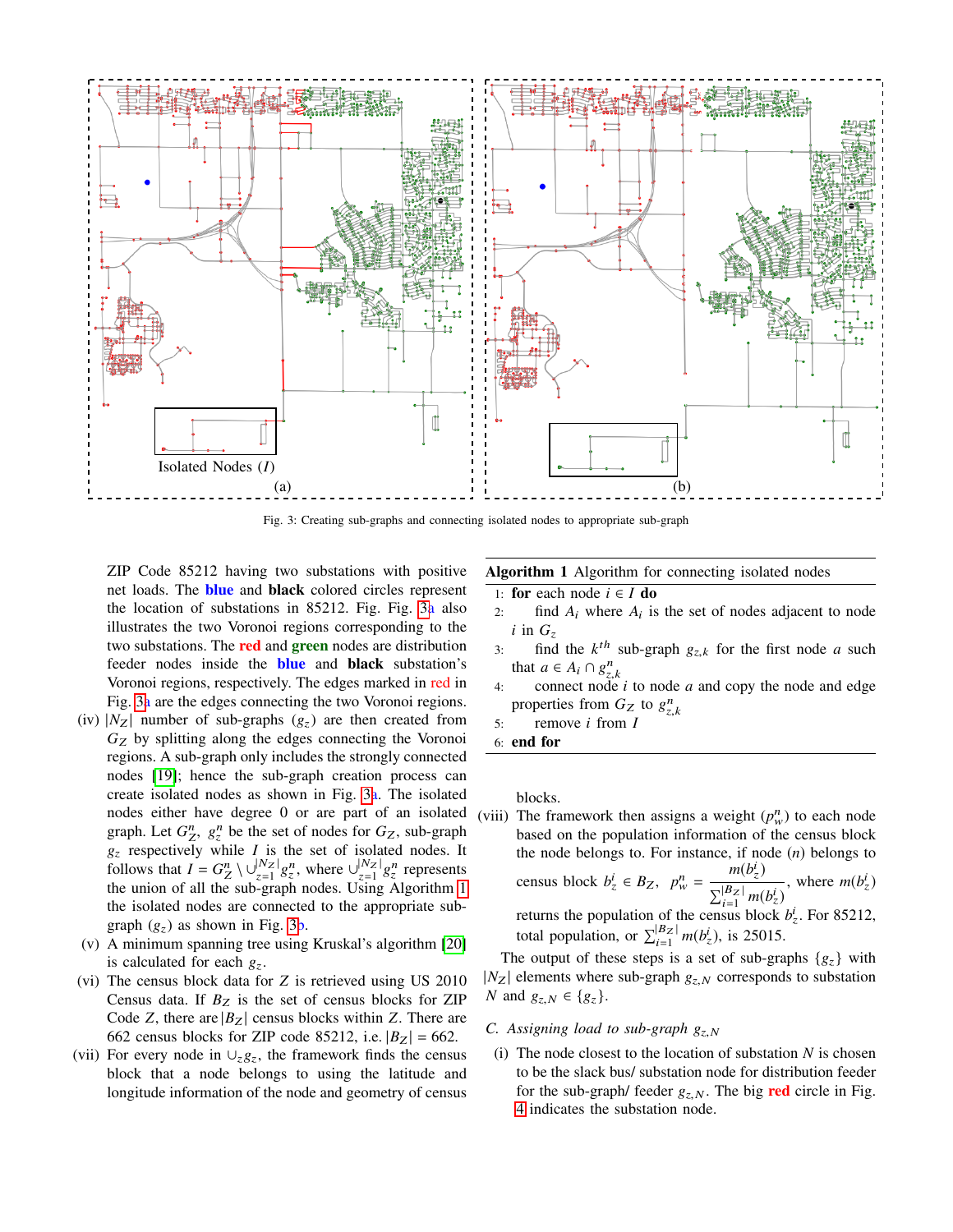Isolated Nodes ($I$)

(a)

(b)

Fig. 3: Creating sub-graphs and connecting isolated nodes to appropriate sub-graph

ZIP Code 85212 having two substations with positive net loads. The **blue** and **black** colored circles represent the location of substations in 85212. Fig. Fig. 3a also illustrates the two Voronoi regions corresponding to the two substations. The **red** and **green** nodes are distribution feeder nodes inside the **blue** and **black** substation's Voronoi regions, respectively. The edges marked in red in Fig. 3a are the edges connecting the two Voronoi regions.

(iv) $|N_Z|$ number of sub-graphs ($g_z$) are then created from $G_Z$ by splitting along the edges connecting the Voronoi regions. A sub-graph only includes the strongly connected nodes [19]; hence the sub-graph creation process can create isolated nodes as shown in Fig. 3a. The isolated nodes either have degree 0 or are part of an isolated graph. Let $G_Z^n$, $g_z^n$ be the set of nodes for $G_Z$, sub-graph $g_z$ respectively while $I$ is the set of isolated nodes. It follows that $I = G_Z^n \setminus \cup_{z=1}^{|N_Z|} g_z^n$, where $\cup_{z=1}^{|N_Z|} g_z^n$ represents the union of all the sub-graph nodes. Using Algorithm 1 the isolated nodes are connected to the appropriate sub-graph ($g_z$) as shown in Fig. 3b.

(v) A minimum spanning tree using Kruskal's algorithm [20] is calculated for each $g_z$.

(vi) The census block data for $Z$ is retrieved using US 2010 Census data. If $B_Z$ is the set of census blocks for ZIP Code $Z$, there are $|B_Z|$ census blocks within $Z$. There are 662 census blocks for ZIP code 85212, i.e. $|B_Z| = 662$.

(vii) For every node in $\cup_z g_z$, the framework finds the census block that a node belongs to using the latitude and longitude information of the node and geometry of census blocks.

(viii) The framework then assigns a weight ($p_w^n$) to each node based on the population information of the census block the node belongs to. For instance, if node ($n$) belongs to census block $b_z^i \in B_Z$, $p_w^n = \dfrac{m(b_z^i)}{\sum_{i=1}^{|B_Z|} m(b_z^i)}$, where $m(b_z^i)$ returns the population of the census block $b_z^i$. For 85212, total population, or $\sum_{i=1}^{|B_Z|} m(b_z^i)$, is 25015.

**Algorithm 1** Algorithm for connecting isolated nodes

```
1: for each node i ∈ I do
2:     find A_i where A_i is the set of nodes adjacent to node i in G_z
3:     find the k^th sub-graph g_{z,k} for the first node a such that a ∈ A_i ∩ g^n_{z,k}
4:     connect node i to node a and copy the node and edge properties from G_Z to g^n_{z,k}
5:     remove i from I
6: end for
```

The output of these steps is a set of sub-graphs $\{g_z\}$ with $|N_Z|$ elements where sub-graph $g_{z,N}$ corresponds to substation $N$ and $g_{z,N} \in \{g_z\}$.

### C. Assigning load to sub-graph $g_{z,N}$

(i) The node closest to the location of substation $N$ is chosen to be the slack bus/ substation node for distribution feeder for the sub-graph/ feeder $g_{z,N}$. The big **red** circle in Fig. 4 indicates the substation node.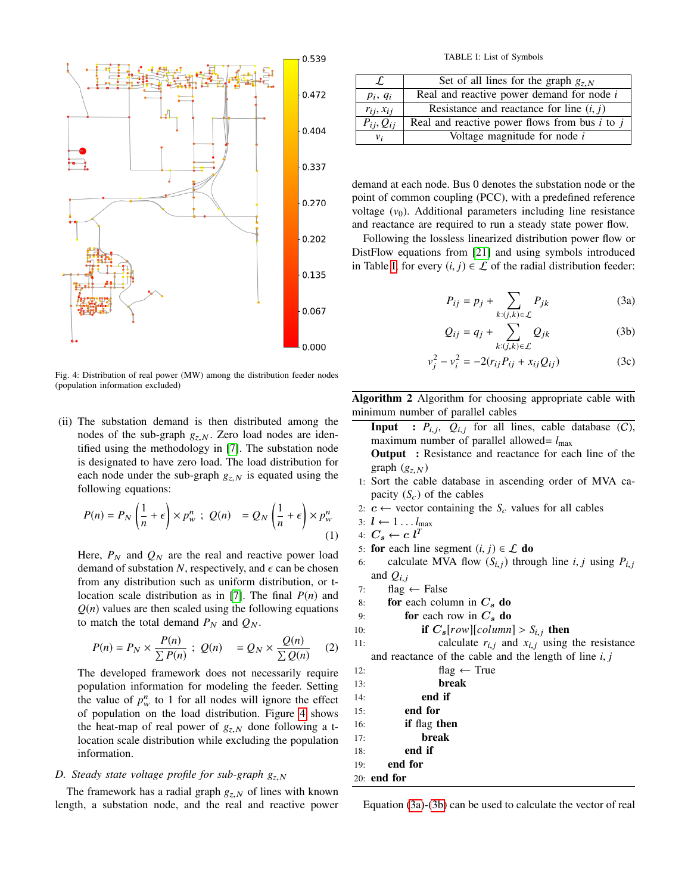Fig. 4: Distribution of real power (MW) among the distribution feeder nodes (population information excluded)

(ii) The substation demand is then distributed among the nodes of the sub-graph $g_{z,N}$. Zero load nodes are identified using the methodology in [7]. The substation node is designated to have zero load. The load distribution for each node under the sub-graph $g_{z,N}$ is equated using the following equations:

$$P(n) = P_N \left(\frac{1}{n} + \epsilon\right) \times p_w^n \;;\; Q(n) \quad = Q_N \left(\frac{1}{n} + \epsilon\right) \times p_w^n \tag{1}$$

Here, $P_N$ and $Q_N$ are the real and reactive power load demand of substation $N$, respectively, and $\epsilon$ can be chosen from any distribution such as uniform distribution, or t-location scale distribution as in [7]. The final $P(n)$ and $Q(n)$ values are then scaled using the following equations to match the total demand $P_N$ and $Q_N$.

$$P(n) = P_N \times \frac{P(n)}{\sum P(n)} \;;\; Q(n) \quad = Q_N \times \frac{Q(n)}{\sum Q(n)} \tag{2}$$

The developed framework does not necessarily require population information for modeling the feeder. Setting the value of $p_w^n$ to 1 for all nodes will ignore the effect of population on the load distribution. Figure 4 shows the heat-map of real power of $g_{z,N}$ done following a t-location scale distribution while excluding the population information.

### D. Steady state voltage profile for sub-graph $g_{z,N}$

The framework has a radial graph $g_{z,N}$ of lines with known length, a substation node, and the real and reactive power demand at each node. Bus 0 denotes the substation node or the point of common coupling (PCC), with a predefined reference voltage ($v_0$). Additional parameters including line resistance and reactance are required to run a steady state power flow.

TABLE I: List of Symbols

| Symbol | Description |
|---|---|
| $\mathcal{L}$ | Set of all lines for the graph $g_{z,N}$ |
| $p_i$, $q_i$ | Real and reactive power demand for node $i$ |
| $r_{ij}$, $x_{ij}$ | Resistance and reactance for line $(i, j)$ |
| $P_{ij}$, $Q_{ij}$ | Real and reactive power flows from bus $i$ to $j$ |
| $v_i$ | Voltage magnitude for node $i$ |

Following the lossless linearized distribution power flow or DistFlow equations from [21] and using symbols introduced in Table I, for every $(i, j) \in \mathcal{L}$ of the radial distribution feeder:

$$P_{ij} = p_j + \sum_{k:(j,k)\in\mathcal{L}} P_{jk} \tag{3a}$$

$$Q_{ij} = q_j + \sum_{k:(j,k)\in\mathcal{L}} Q_{jk} \tag{3b}$$

$$v_j^2 - v_i^2 = -2(r_{ij}P_{ij} + x_{ij}Q_{ij}) \tag{3c}$$

**Algorithm 2** Algorithm for choosing appropriate cable with minimum number of parallel cables

**Input** : $P_{i,j}$, $Q_{i,j}$ for all lines, cable database ($C$), maximum number of parallel allowed= $l_{\max}$

**Output** : Resistance and reactance for each line of the graph ($g_{z,N}$)

```
1:  Sort the cable database in ascending order of MVA capacity (S_c) of the cables
2:  c ← vector containing the S_c values for all cables
3:  l ← 1 ... l_max
4:  C_s ← c l^T
5:  for each line segment (i, j) ∈ L do
6:      calculate MVA flow (S_{i,j}) through line i, j using P_{i,j} and Q_{i,j}
7:      flag ← False
8:      for each column in C_s do
9:          for each row in C_s do
10:             if C_s[row][column] > S_{i,j} then
11:                 calculate r_{i,j} and x_{i,j} using the resistance and reactance of the cable and the length of line i, j
12:                 flag ← True
13:                 break
14:             end if
15:         end for
16:         if flag then
17:             break
18:         end if
19:     end for
20: end for
```

Equation (3a)-(3b) can be used to calculate the vector of real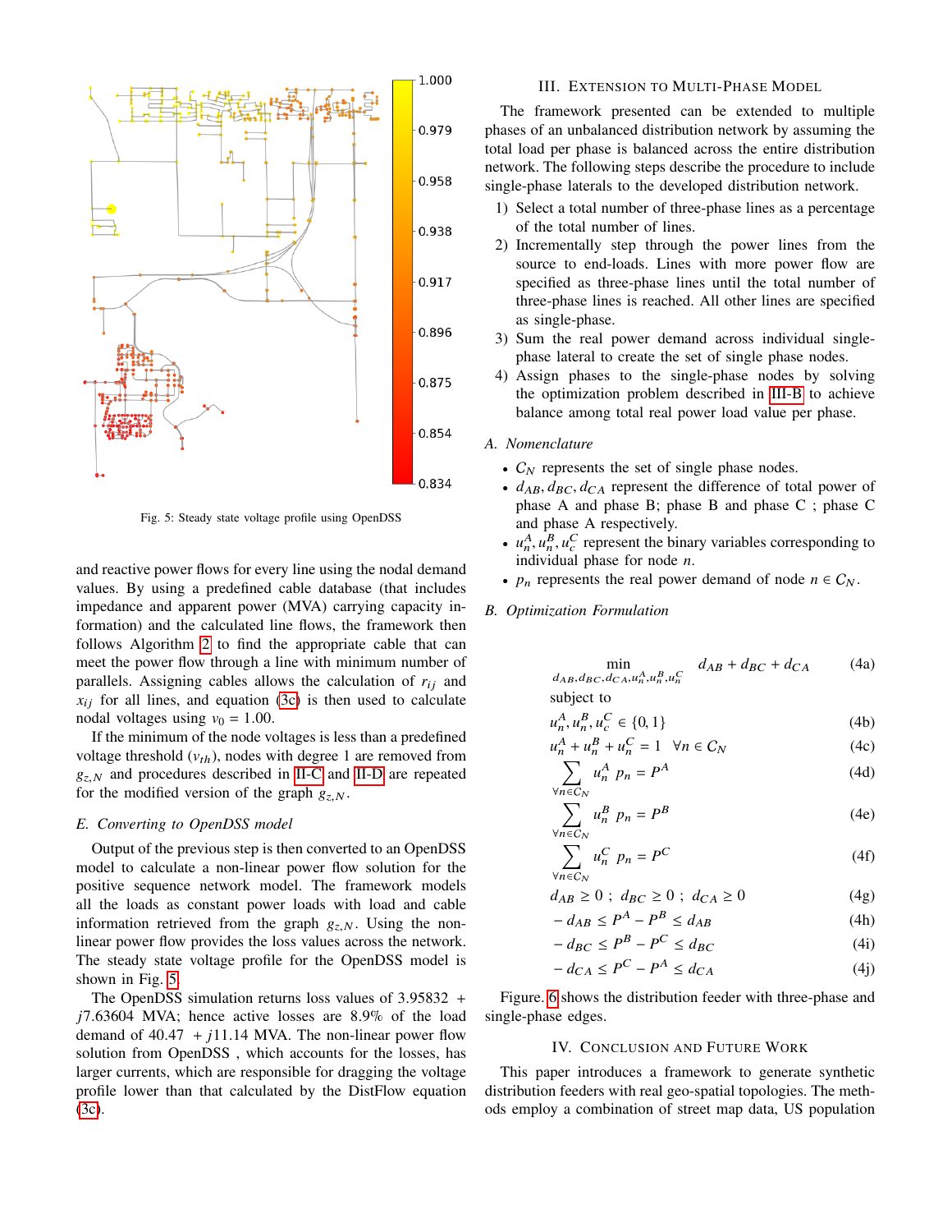Fig. 5: Steady state voltage profile using OpenDSS

and reactive power flows for every line using the nodal demand values. By using a predefined cable database (that includes impedance and apparent power (MVA) carrying capacity information) and the calculated line flows, the framework then follows Algorithm 2 to find the appropriate cable that can meet the power flow through a line with minimum number of parallels. Assigning cables allows the calculation of $r_{ij}$ and $x_{ij}$ for all lines, and equation (3c) is then used to calculate nodal voltages using $v_0 = 1.00$.

If the minimum of the node voltages is less than a predefined voltage threshold ($v_{th}$), nodes with degree 1 are removed from $g_{z,N}$ and procedures described in II-C and II-D are repeated for the modified version of the graph $g_{z,N}$.

### E. Converting to OpenDSS model

Output of the previous step is then converted to an OpenDSS model to calculate a non-linear power flow solution for the positive sequence network model. The framework models all the loads as constant power loads with load and cable information retrieved from the graph $g_{z,N}$. Using the non-linear power flow provides the loss values across the network. The steady state voltage profile for the OpenDSS model is shown in Fig. 5.

The OpenDSS simulation returns loss values of $3.95832 + j7.63604$ MVA; hence active losses are 8.9% of the load demand of $40.47 + j11.14$ MVA. The non-linear power flow solution from OpenDSS , which accounts for the losses, has larger currents, which are responsible for dragging the voltage profile lower than that calculated by the DistFlow equation (3c).

## III. Extension to Multi-Phase Model

The framework presented can be extended to multiple phases of an unbalanced distribution network by assuming the total load per phase is balanced across the entire distribution network. The following steps describe the procedure to include single-phase laterals to the developed distribution network.

1) Select a total number of three-phase lines as a percentage of the total number of lines.
2) Incrementally step through the power lines from the source to end-loads. Lines with more power flow are specified as three-phase lines until the total number of three-phase lines is reached. All other lines are specified as single-phase.
3) Sum the real power demand across individual single-phase lateral to create the set of single phase nodes.
4) Assign phases to the single-phase nodes by solving the optimization problem described in III-B to achieve balance among total real power load value per phase.

### A. Nomenclature

- $C_N$ represents the set of single phase nodes.
- $d_{AB}, d_{BC}, d_{CA}$ represent the difference of total power of phase A and phase B; phase B and phase C ; phase C and phase A respectively.
- $u_n^A, u_n^B, u_c^C$ represent the binary variables corresponding to individual phase for node $n$.
- $p_n$ represents the real power demand of node $n \in C_N$.

### B. Optimization Formulation

$$\min_{d_{AB}, d_{BC}, d_{CA}, u_n^A, u_n^B, u_n^C} \quad d_{AB} + d_{BC} + d_{CA} \tag{4a}$$

subject to

$$u_n^A, u_n^B, u_c^C \in \{0, 1\} \tag{4b}$$

$$u_n^A + u_n^B + u_n^C = 1 \quad \forall n \in C_N \tag{4c}$$

$$\sum_{\forall n \in C_N} u_n^A \, p_n = P^A \tag{4d}$$

$$\sum_{\forall n \in C_N} u_n^B \, p_n = P^B \tag{4e}$$

$$\sum_{\forall n \in C_N} u_n^C \, p_n = P^C \tag{4f}$$

$$d_{AB} \geq 0 \; ; \; d_{BC} \geq 0 \; ; \; d_{CA} \geq 0 \tag{4g}$$

$$-d_{AB} \leq P^A - P^B \leq d_{AB} \tag{4h}$$

$$-d_{BC} \leq P^B - P^C \leq d_{BC} \tag{4i}$$

$$-d_{CA} \leq P^C - P^A \leq d_{CA} \tag{4j}$$

Figure. 6 shows the distribution feeder with three-phase and single-phase edges.

## IV. Conclusion and Future Work

This paper introduces a framework to generate synthetic distribution feeders with real geo-spatial topologies. The methods employ a combination of street map data, US population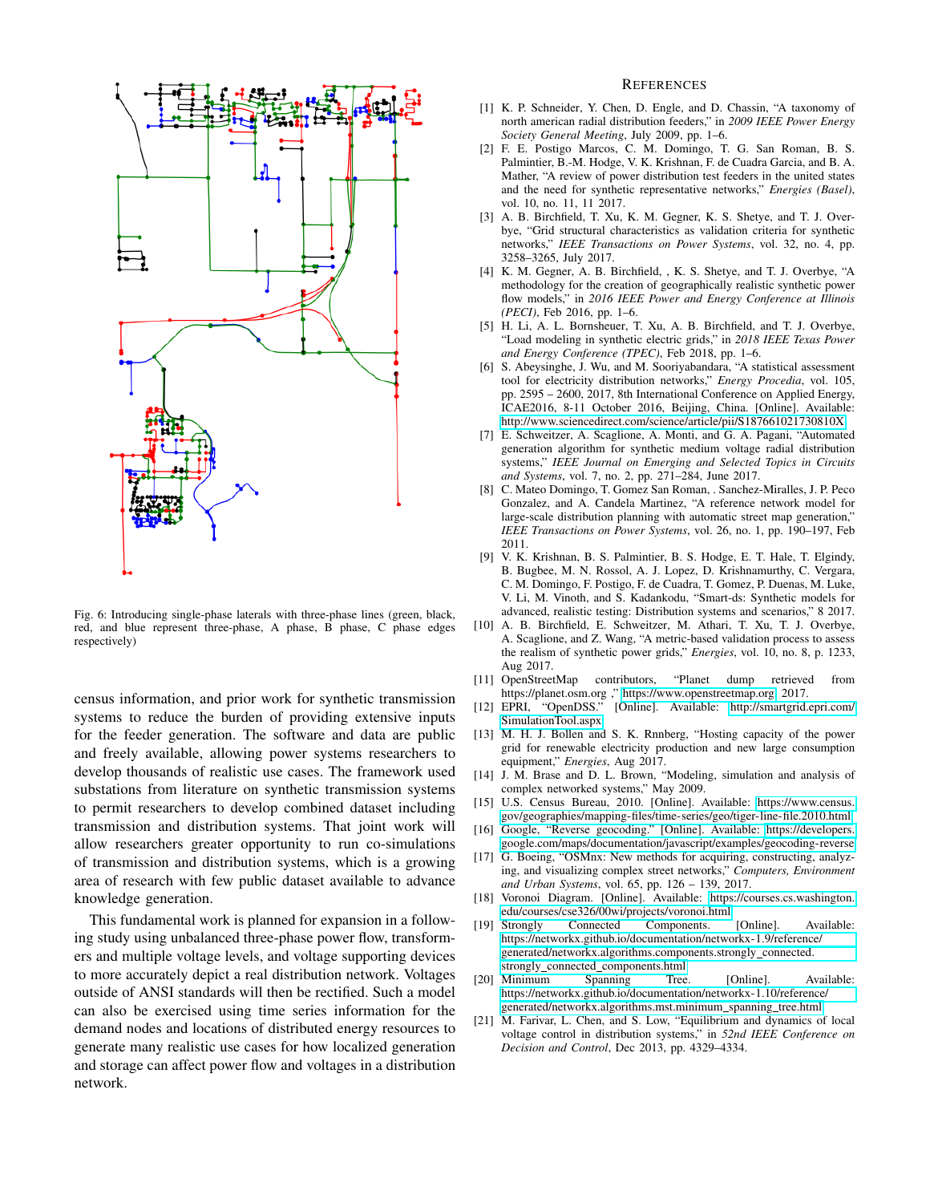Fig. 6: Introducing single-phase laterals with three-phase lines (green, black, red, and blue represent three-phase, A phase, B phase, C phase edges respectively)

census information, and prior work for synthetic transmission systems to reduce the burden of providing extensive inputs for the feeder generation. The software and data are public and freely available, allowing power systems researchers to develop thousands of realistic use cases. The framework used substations from literature on synthetic transmission systems to permit researchers to develop combined dataset including transmission and distribution systems. That joint work will allow researchers greater opportunity to run co-simulations of transmission and distribution systems, which is a growing area of research with few public dataset available to advance knowledge generation.

This fundamental work is planned for expansion in a following study using unbalanced three-phase power flow, transformers and multiple voltage levels, and voltage supporting devices to more accurately depict a real distribution network. Voltages outside of ANSI standards will then be rectified. Such a model can also be exercised using time series information for the demand nodes and locations of distributed energy resources to generate many realistic use cases for how localized generation and storage can affect power flow and voltages in a distribution network.

## References

[1] K. P. Schneider, Y. Chen, D. Engle, and D. Chassin, "A taxonomy of north american radial distribution feeders," in *2009 IEEE Power Energy Society General Meeting*, July 2009, pp. 1–6.

[2] F. E. Postigo Marcos, C. M. Domingo, T. G. San Roman, B. S. Palmintier, B.-M. Hodge, V. K. Krishnan, F. de Cuadra Garcia, and B. A. Mather, "A review of power distribution test feeders in the united states and the need for synthetic representative networks," *Energies (Basel)*, vol. 10, no. 11, 11 2017.

[3] A. B. Birchfield, T. Xu, K. M. Gegner, K. S. Shetye, and T. J. Overbye, "Grid structural characteristics as validation criteria for synthetic networks," *IEEE Transactions on Power Systems*, vol. 32, no. 4, pp. 3258–3265, July 2017.

[4] K. M. Gegner, A. B. Birchfield, , K. S. Shetye, and T. J. Overbye, "A methodology for the creation of geographically realistic synthetic power flow models," in *2016 IEEE Power and Energy Conference at Illinois (PECI)*, Feb 2016, pp. 1–6.

[5] H. Li, A. L. Bornsheuer, T. Xu, A. B. Birchfield, and T. J. Overbye, "Load modeling in synthetic electric grids," in *2018 IEEE Texas Power and Energy Conference (TPEC)*, Feb 2018, pp. 1–6.

[6] S. Abeysinghe, J. Wu, and M. Sooriyabandara, "A statistical assessment tool for electricity distribution networks," *Energy Procedia*, vol. 105, pp. 2595 – 2600, 2017, 8th International Conference on Applied Energy, ICAE2016, 8-11 October 2016, Beijing, China. [Online]. Available: http://www.sciencedirect.com/science/article/pii/S187661021730810X

[7] E. Schweitzer, A. Scaglione, A. Monti, and G. A. Pagani, "Automated generation algorithm for synthetic medium voltage radial distribution systems," *IEEE Journal on Emerging and Selected Topics in Circuits and Systems*, vol. 7, no. 2, pp. 271–284, June 2017.

[8] C. Mateo Domingo, T. Gomez San Roman, . Sanchez-Miralles, J. P. Peco Gonzalez, and A. Candela Martinez, "A reference network model for large-scale distribution planning with automatic street map generation," *IEEE Transactions on Power Systems*, vol. 26, no. 1, pp. 190–197, Feb 2011.

[9] V. K. Krishnan, B. S. Palmintier, B. S. Hodge, E. T. Hale, T. Elgindy, B. Bugbee, M. N. Rossol, A. J. Lopez, D. Krishnamurthy, C. Vergara, C. M. Domingo, F. Postigo, F. de Cuadra, T. Gomez, P. Duenas, M. Luke, V. Li, M. Vinoth, and S. Kadankodu, "Smart-ds: Synthetic models for advanced, realistic testing: Distribution systems and scenarios," 8 2017.

[10] A. B. Birchfield, E. Schweitzer, M. Athari, T. Xu, T. J. Overbye, A. Scaglione, and Z. Wang, "A metric-based validation process to assess the realism of synthetic power grids," *Energies*, vol. 10, no. 8, p. 1233, Aug 2017.

[11] OpenStreetMap contributors, "Planet dump retrieved from https://planet.osm.org ," https://www.openstreetmap.org, 2017.

[12] EPRI, "OpenDSS." [Online]. Available: http://smartgrid.epri.com/SimulationTool.aspx

[13] M. H. J. Bollen and S. K. Rnnberg, "Hosting capacity of the power grid for renewable electricity production and new large consumption equipment," *Energies*, Aug 2017.

[14] J. M. Brase and D. L. Brown, "Modeling, simulation and analysis of complex networked systems," May 2009.

[15] U.S. Census Bureau, 2010. [Online]. Available: https://www.census.gov/geographies/mapping-files/time-series/geo/tiger-line-file.2010.html

[16] Google, "Reverse geocoding." [Online]. Available: https://developers.google.com/maps/documentation/javascript/examples/geocoding-reverse

[17] G. Boeing, "OSMnx: New methods for acquiring, constructing, analyzing, and visualizing complex street networks," *Computers, Environment and Urban Systems*, vol. 65, pp. 126 – 139, 2017.

[18] Voronoi Diagram. [Online]. Available: https://courses.cs.washington.edu/courses/cse326/00wi/projects/voronoi.html

[19] Strongly Connected Components. [Online]. Available: https://networkx.github.io/documentation/networkx-1.9/reference/generated/networkx.algorithms.components.strongly_connected.strongly_connected_components.html

[20] Minimum Spanning Tree. [Online]. Available: https://networkx.github.io/documentation/networkx-1.10/reference/generated/networkx.algorithms.mst.minimum_spanning_tree.html

[21] M. Farivar, L. Chen, and S. Low, "Equilibrium and dynamics of local voltage control in distribution systems," in *52nd IEEE Conference on Decision and Control*, Dec 2013, pp. 4329–4334.